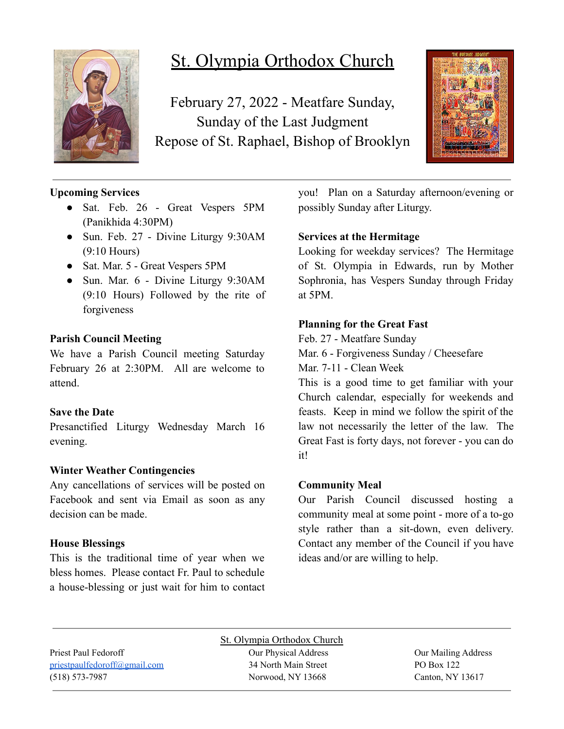# St. Olympia Orthodox Church

February 27, 2022 - Meatfare Sunday,
Sunday of the Last Judgment
Repose of St. Raphael, Bishop of Brooklyn

---

**Upcoming Services**

- Sat. Feb. 26 - Great Vespers 5PM (Panikhida 4:30PM)
- Sun. Feb. 27 - Divine Liturgy 9:30AM (9:10 Hours)
- Sat. Mar. 5 - Great Vespers 5PM
- Sun. Mar. 6 - Divine Liturgy 9:30AM (9:10 Hours) Followed by the rite of forgiveness

**Parish Council Meeting**

We have a Parish Council meeting Saturday February 26 at 2:30PM. All are welcome to attend.

**Save the Date**

Presanctified Liturgy Wednesday March 16 evening.

**Winter Weather Contingencies**

Any cancellations of services will be posted on Facebook and sent via Email as soon as any decision can be made.

**House Blessings**

This is the traditional time of year when we bless homes. Please contact Fr. Paul to schedule a house-blessing or just wait for him to contact you! Plan on a Saturday afternoon/evening or possibly Sunday after Liturgy.

**Services at the Hermitage**

Looking for weekday services? The Hermitage of St. Olympia in Edwards, run by Mother Sophronia, has Vespers Sunday through Friday at 5PM.

**Planning for the Great Fast**

Feb. 27 - Meatfare Sunday
Mar. 6 - Forgiveness Sunday / Cheesefare
Mar. 7-11 - Clean Week
This is a good time to get familiar with your Church calendar, especially for weekends and feasts. Keep in mind we follow the spirit of the law not necessarily the letter of the law. The Great Fast is forty days, not forever - you can do it!

**Community Meal**

Our Parish Council discussed hosting a community meal at some point - more of a to-go style rather than a sit-down, even delivery. Contact any member of the Council if you have ideas and/or are willing to help.

---

St. Olympia Orthodox Church

Priest Paul Fedoroff
priestpaulfedoroff@gmail.com
(518) 573-7987

Our Physical Address
34 North Main Street
Norwood, NY 13668

Our Mailing Address
PO Box 122
Canton, NY 13617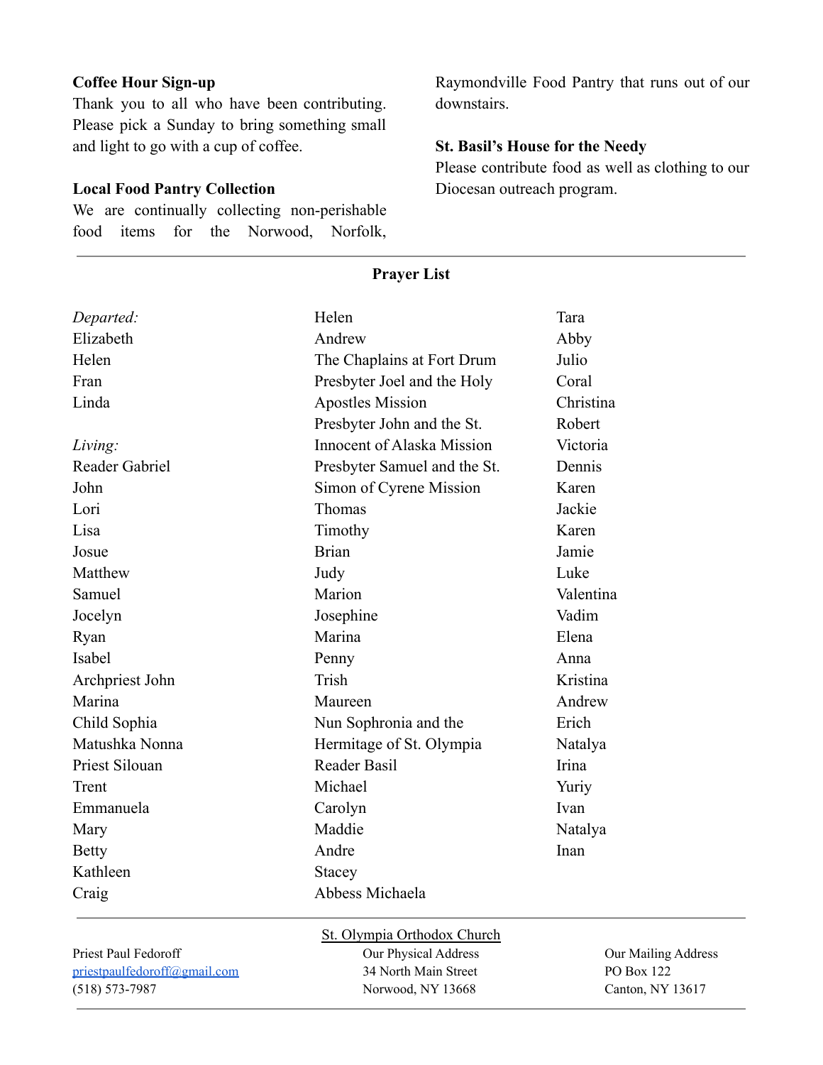**Coffee Hour Sign-up**
Thank you to all who have been contributing. Please pick a Sunday to bring something small and light to go with a cup of coffee.

**Local Food Pantry Collection**
We are continually collecting non-perishable food items for the Norwood, Norfolk, Raymondville Food Pantry that runs out of our downstairs.

**St. Basil's House for the Needy**
Please contribute food as well as clothing to our Diocesan outreach program.

---

## Prayer List

*Departed:*
Elizabeth
Helen
Fran
Linda

*Living:*
Reader Gabriel
John
Lori
Lisa
Josue
Matthew
Samuel
Jocelyn
Ryan
Isabel
Archpriest John
Marina
Child Sophia
Matushka Nonna
Priest Silouan
Trent
Emmanuela
Mary
Betty
Kathleen
Craig
Helen
Andrew
The Chaplains at Fort Drum
Presbyter Joel and the Holy Apostles Mission
Presbyter John and the St. Innocent of Alaska Mission
Presbyter Samuel and the St. Simon of Cyrene Mission
Thomas
Timothy
Brian
Judy
Marion
Josephine
Marina
Penny
Trish
Maureen
Nun Sophronia and the Hermitage of St. Olympia
Reader Basil
Michael
Carolyn
Maddie
Andre
Stacey
Abbess Michaela
Tara
Abby
Julio
Coral
Christina
Robert
Victoria
Dennis
Karen
Jackie
Karen
Jamie
Luke
Valentina
Vadim
Elena
Anna
Kristina
Andrew
Erich
Natalya
Irina
Yuriy
Ivan
Natalya
Inan

---

St. Olympia Orthodox Church

Priest Paul Fedoroff
priestpaulfedoroff@gmail.com
(518) 573-7987

Our Physical Address
34 North Main Street
Norwood, NY 13668

Our Mailing Address
PO Box 122
Canton, NY 13617